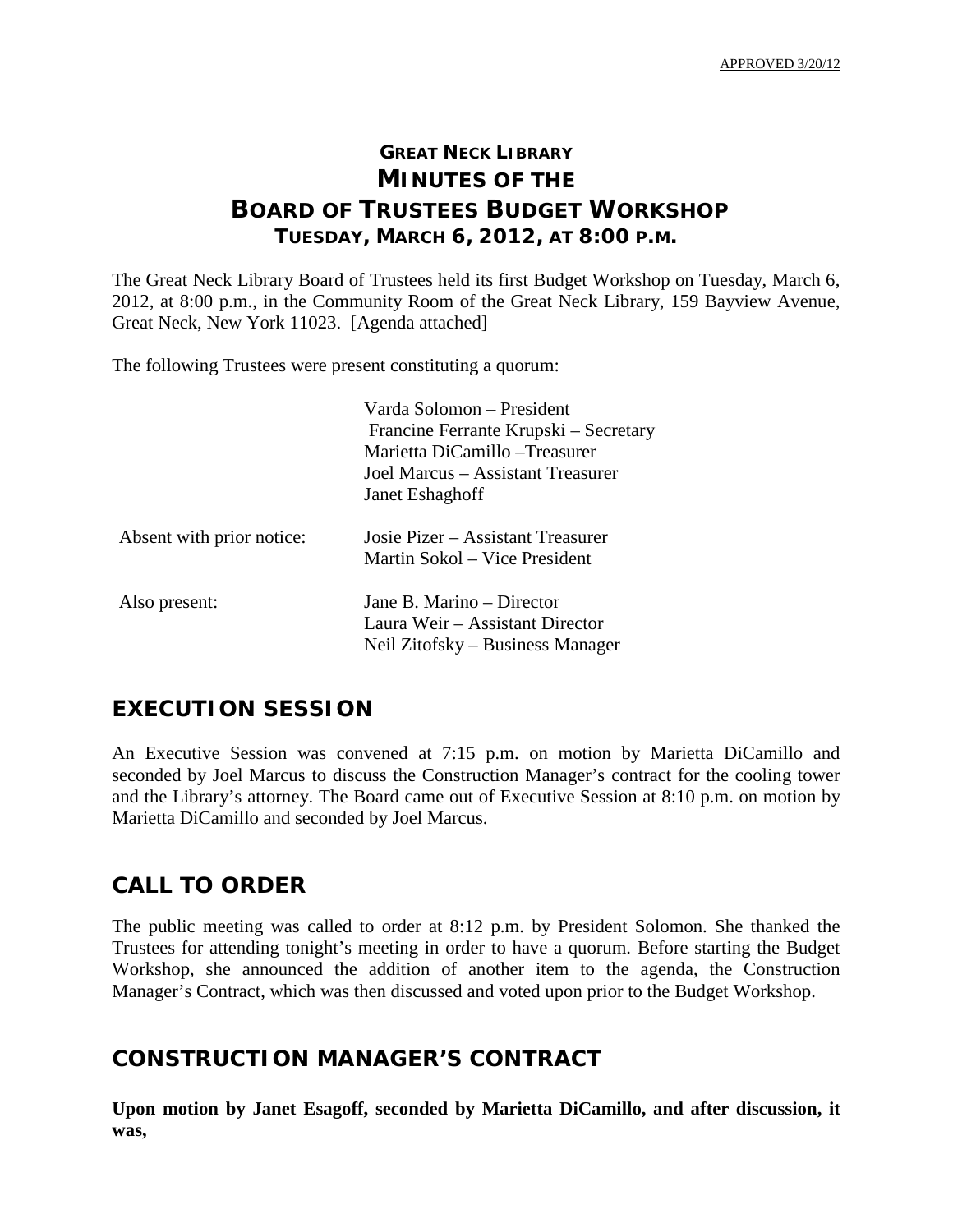APPROVED 3/20/12

# GREAT NECK LIBRARY
# MINUTES OF THE
# BOARD OF TRUSTEES BUDGET WORKSHOP
## TUESDAY, MARCH 6, 2012, AT 8:00 P.M.

The Great Neck Library Board of Trustees held its first Budget Workshop on Tuesday, March 6, 2012, at 8:00 p.m., in the Community Room of the Great Neck Library, 159 Bayview Avenue, Great Neck, New York 11023. [Agenda attached]

The following Trustees were present constituting a quorum:

| | |
|---|---|
| | Varda Solomon – President |
| | Francine Ferrante Krupski – Secretary |
| | Marietta DiCamillo –Treasurer |
| | Joel Marcus – Assistant Treasurer |
| | Janet Eshaghoff |
| Absent with prior notice: | Josie Pizer – Assistant Treasurer |
| | Martin Sokol – Vice President |
| Also present: | Jane B. Marino – Director |
| | Laura Weir – Assistant Director |
| | Neil Zitofsky – Business Manager |

## EXECUTION SESSION

An Executive Session was convened at 7:15 p.m. on motion by Marietta DiCamillo and seconded by Joel Marcus to discuss the Construction Manager's contract for the cooling tower and the Library's attorney. The Board came out of Executive Session at 8:10 p.m. on motion by Marietta DiCamillo and seconded by Joel Marcus.

## CALL TO ORDER

The public meeting was called to order at 8:12 p.m. by President Solomon. She thanked the Trustees for attending tonight's meeting in order to have a quorum. Before starting the Budget Workshop, she announced the addition of another item to the agenda, the Construction Manager's Contract, which was then discussed and voted upon prior to the Budget Workshop.

## CONSTRUCTION MANAGER'S CONTRACT

**Upon motion by Janet Esagoff, seconded by Marietta DiCamillo, and after discussion, it was,**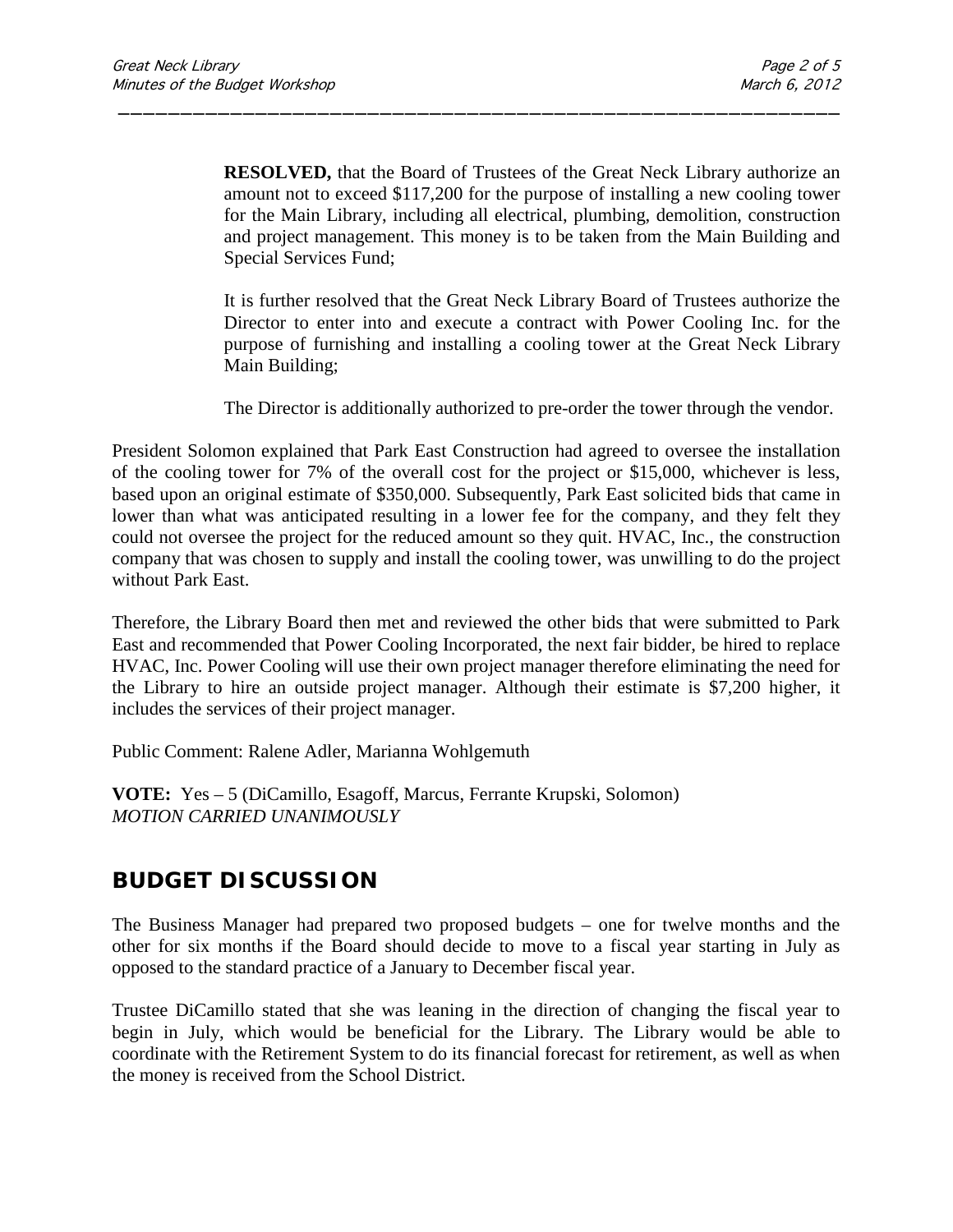**RESOLVED,** that the Board of Trustees of the Great Neck Library authorize an amount not to exceed $117,200 for the purpose of installing a new cooling tower for the Main Library, including all electrical, plumbing, demolition, construction and project management. This money is to be taken from the Main Building and Special Services Fund;

It is further resolved that the Great Neck Library Board of Trustees authorize the Director to enter into and execute a contract with Power Cooling Inc. for the purpose of furnishing and installing a cooling tower at the Great Neck Library Main Building;

The Director is additionally authorized to pre-order the tower through the vendor.

President Solomon explained that Park East Construction had agreed to oversee the installation of the cooling tower for 7% of the overall cost for the project or $15,000, whichever is less, based upon an original estimate of $350,000. Subsequently, Park East solicited bids that came in lower than what was anticipated resulting in a lower fee for the company, and they felt they could not oversee the project for the reduced amount so they quit. HVAC, Inc., the construction company that was chosen to supply and install the cooling tower, was unwilling to do the project without Park East.

Therefore, the Library Board then met and reviewed the other bids that were submitted to Park East and recommended that Power Cooling Incorporated, the next fair bidder, be hired to replace HVAC, Inc. Power Cooling will use their own project manager therefore eliminating the need for the Library to hire an outside project manager. Although their estimate is $7,200 higher, it includes the services of their project manager.

Public Comment: Ralene Adler, Marianna Wohlgemuth

**VOTE:** Yes – 5 (DiCamillo, Esagoff, Marcus, Ferrante Krupski, Solomon)
*MOTION CARRIED UNANIMOUSLY*

## BUDGET DISCUSSION

The Business Manager had prepared two proposed budgets – one for twelve months and the other for six months if the Board should decide to move to a fiscal year starting in July as opposed to the standard practice of a January to December fiscal year.

Trustee DiCamillo stated that she was leaning in the direction of changing the fiscal year to begin in July, which would be beneficial for the Library. The Library would be able to coordinate with the Retirement System to do its financial forecast for retirement, as well as when the money is received from the School District.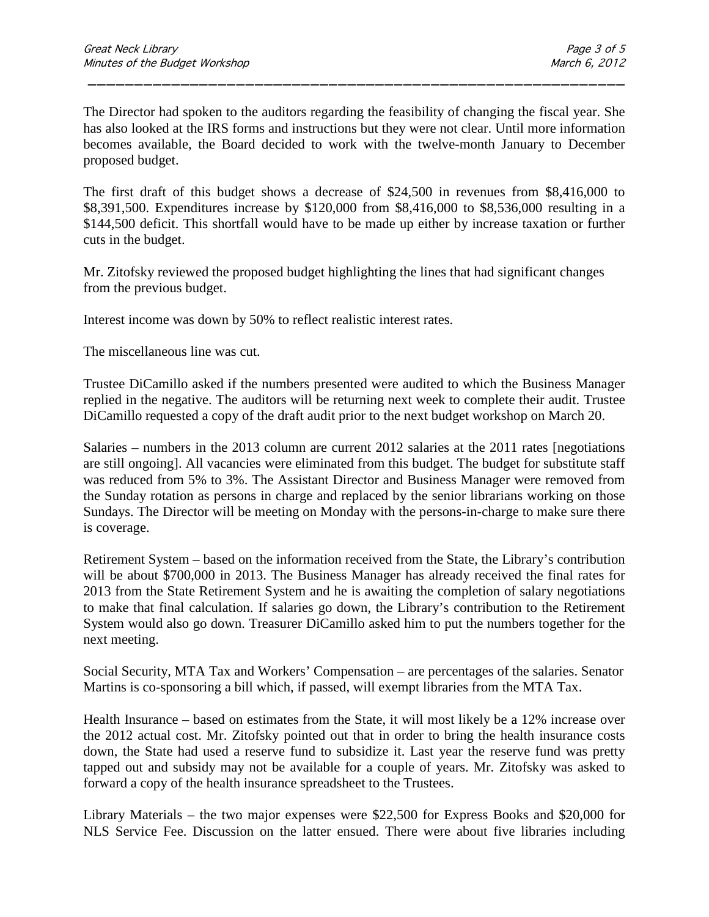The Director had spoken to the auditors regarding the feasibility of changing the fiscal year. She has also looked at the IRS forms and instructions but they were not clear. Until more information becomes available, the Board decided to work with the twelve-month January to December proposed budget.

The first draft of this budget shows a decrease of $24,500 in revenues from $8,416,000 to $8,391,500. Expenditures increase by $120,000 from $8,416,000 to $8,536,000 resulting in a $144,500 deficit. This shortfall would have to be made up either by increase taxation or further cuts in the budget.

Mr. Zitofsky reviewed the proposed budget highlighting the lines that had significant changes from the previous budget.

Interest income was down by 50% to reflect realistic interest rates.

The miscellaneous line was cut.

Trustee DiCamillo asked if the numbers presented were audited to which the Business Manager replied in the negative. The auditors will be returning next week to complete their audit. Trustee DiCamillo requested a copy of the draft audit prior to the next budget workshop on March 20.

Salaries – numbers in the 2013 column are current 2012 salaries at the 2011 rates [negotiations are still ongoing]. All vacancies were eliminated from this budget. The budget for substitute staff was reduced from 5% to 3%. The Assistant Director and Business Manager were removed from the Sunday rotation as persons in charge and replaced by the senior librarians working on those Sundays. The Director will be meeting on Monday with the persons-in-charge to make sure there is coverage.

Retirement System – based on the information received from the State, the Library's contribution will be about $700,000 in 2013. The Business Manager has already received the final rates for 2013 from the State Retirement System and he is awaiting the completion of salary negotiations to make that final calculation. If salaries go down, the Library's contribution to the Retirement System would also go down. Treasurer DiCamillo asked him to put the numbers together for the next meeting.

Social Security, MTA Tax and Workers' Compensation – are percentages of the salaries. Senator Martins is co-sponsoring a bill which, if passed, will exempt libraries from the MTA Tax.

Health Insurance – based on estimates from the State, it will most likely be a 12% increase over the 2012 actual cost. Mr. Zitofsky pointed out that in order to bring the health insurance costs down, the State had used a reserve fund to subsidize it. Last year the reserve fund was pretty tapped out and subsidy may not be available for a couple of years. Mr. Zitofsky was asked to forward a copy of the health insurance spreadsheet to the Trustees.

Library Materials – the two major expenses were $22,500 for Express Books and $20,000 for NLS Service Fee. Discussion on the latter ensued. There were about five libraries including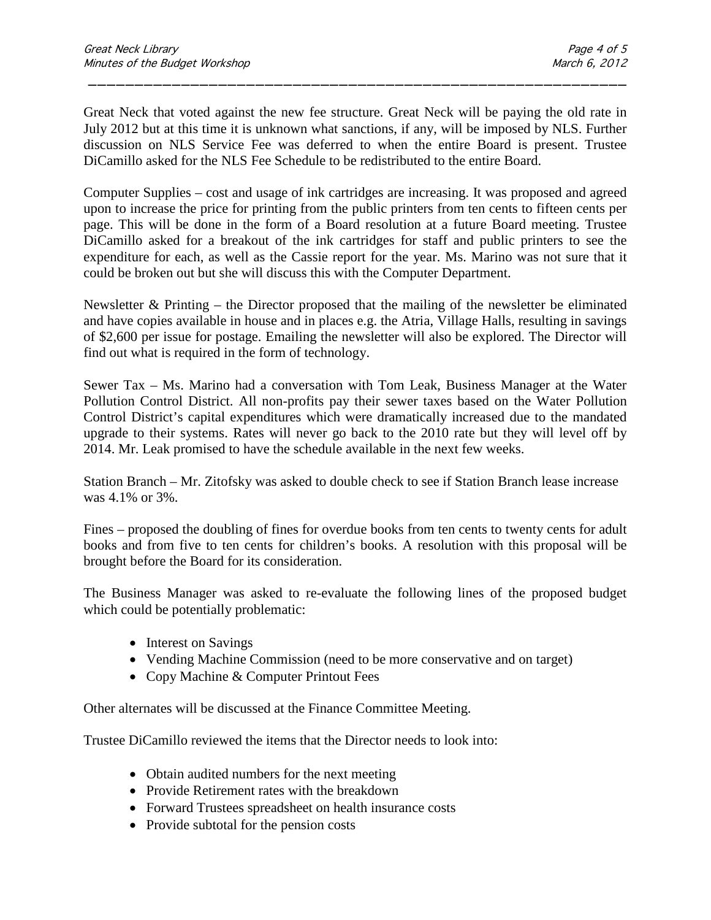Great Neck that voted against the new fee structure. Great Neck will be paying the old rate in July 2012 but at this time it is unknown what sanctions, if any, will be imposed by NLS. Further discussion on NLS Service Fee was deferred to when the entire Board is present. Trustee DiCamillo asked for the NLS Fee Schedule to be redistributed to the entire Board.

Computer Supplies – cost and usage of ink cartridges are increasing. It was proposed and agreed upon to increase the price for printing from the public printers from ten cents to fifteen cents per page. This will be done in the form of a Board resolution at a future Board meeting. Trustee DiCamillo asked for a breakout of the ink cartridges for staff and public printers to see the expenditure for each, as well as the Cassie report for the year. Ms. Marino was not sure that it could be broken out but she will discuss this with the Computer Department.

Newsletter & Printing – the Director proposed that the mailing of the newsletter be eliminated and have copies available in house and in places e.g. the Atria, Village Halls, resulting in savings of $2,600 per issue for postage. Emailing the newsletter will also be explored. The Director will find out what is required in the form of technology.

Sewer Tax – Ms. Marino had a conversation with Tom Leak, Business Manager at the Water Pollution Control District. All non-profits pay their sewer taxes based on the Water Pollution Control District's capital expenditures which were dramatically increased due to the mandated upgrade to their systems. Rates will never go back to the 2010 rate but they will level off by 2014. Mr. Leak promised to have the schedule available in the next few weeks.

Station Branch – Mr. Zitofsky was asked to double check to see if Station Branch lease increase was 4.1% or 3%.

Fines – proposed the doubling of fines for overdue books from ten cents to twenty cents for adult books and from five to ten cents for children's books. A resolution with this proposal will be brought before the Board for its consideration.

The Business Manager was asked to re-evaluate the following lines of the proposed budget which could be potentially problematic:

- Interest on Savings
- Vending Machine Commission (need to be more conservative and on target)
- Copy Machine & Computer Printout Fees

Other alternates will be discussed at the Finance Committee Meeting.

Trustee DiCamillo reviewed the items that the Director needs to look into:

- Obtain audited numbers for the next meeting
- Provide Retirement rates with the breakdown
- Forward Trustees spreadsheet on health insurance costs
- Provide subtotal for the pension costs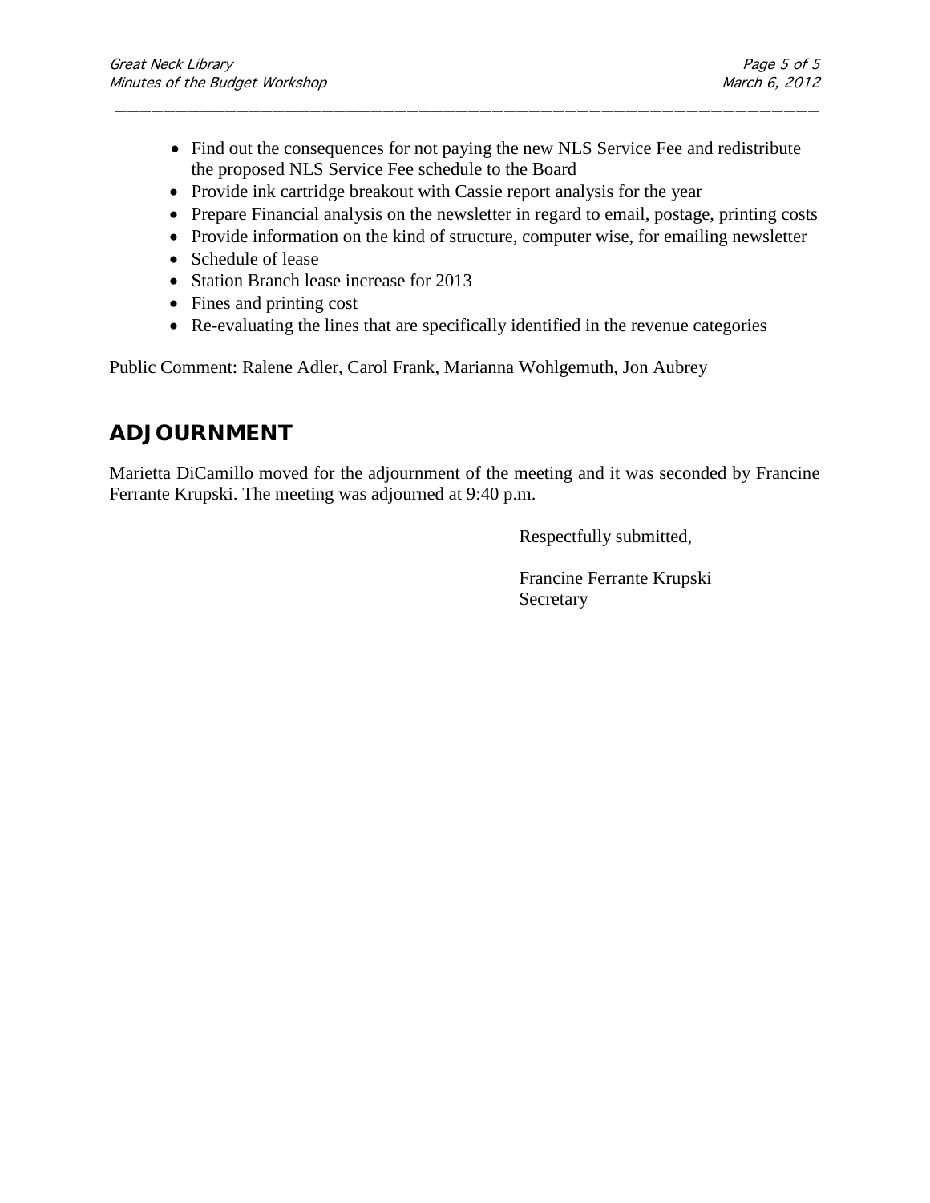- Find out the consequences for not paying the new NLS Service Fee and redistribute the proposed NLS Service Fee schedule to the Board
- Provide ink cartridge breakout with Cassie report analysis for the year
- Prepare Financial analysis on the newsletter in regard to email, postage, printing costs
- Provide information on the kind of structure, computer wise, for emailing newsletter
- Schedule of lease
- Station Branch lease increase for 2013
- Fines and printing cost
- Re-evaluating the lines that are specifically identified in the revenue categories

Public Comment: Ralene Adler, Carol Frank, Marianna Wohlgemuth, Jon Aubrey

## ADJOURNMENT

Marietta DiCamillo moved for the adjournment of the meeting and it was seconded by Francine Ferrante Krupski. The meeting was adjourned at 9:40 p.m.

Respectfully submitted,

Francine Ferrante Krupski
Secretary